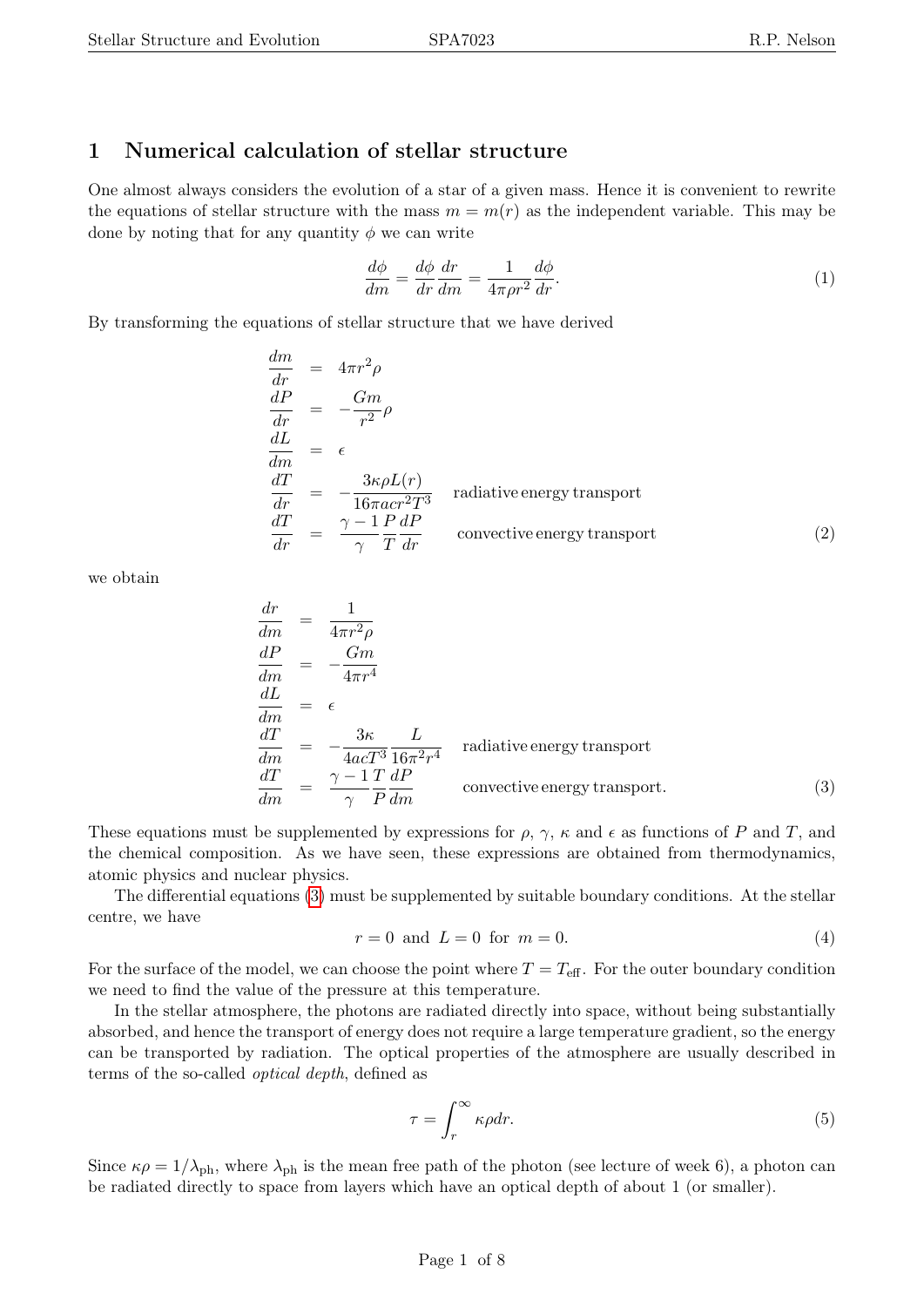# 1 Numerical calculation of stellar structure

One almost always considers the evolution of a star of a given mass. Hence it is convenient to rewrite the equations of stellar structure with the mass $m = m(r)$ as the independent variable. This may be done by noting that for any quantity $\phi$ we can write

$$\frac{d\phi}{dm} = \frac{d\phi}{dr}\frac{dr}{dm} = \frac{1}{4\pi\rho r^2}\frac{d\phi}{dr}. \tag{1}$$

By transforming the equations of stellar structure that we have derived

$$
\begin{aligned}
\frac{dm}{dr} &= 4\pi r^2\rho \\
\frac{dP}{dr} &= -\frac{Gm}{r^2}\rho \\
\frac{dL}{dm} &= \epsilon \\
\frac{dT}{dr} &= -\frac{3\kappa\rho L(r)}{16\pi a c r^2 T^3} \quad \text{radiative energy transport} \\
\frac{dT}{dr} &= \frac{\gamma-1}{\gamma}\frac{P}{T}\frac{dP}{dr} \quad \text{convective energy transport}
\end{aligned} \tag{2}
$$

we obtain

$$
\begin{aligned}
\frac{dr}{dm} &= \frac{1}{4\pi r^2\rho} \\
\frac{dP}{dm} &= -\frac{Gm}{4\pi r^4} \\
\frac{dL}{dm} &= \epsilon \\
\frac{dT}{dm} &= -\frac{3\kappa}{4acT^3}\frac{L}{16\pi^2 r^4} \quad \text{radiative energy transport} \\
\frac{dT}{dm} &= \frac{\gamma-1}{\gamma}\frac{T}{P}\frac{dP}{dm} \quad \text{convective energy transport.}
\end{aligned} \tag{3}
$$

These equations must be supplemented by expressions for $\rho$, $\gamma$, $\kappa$ and $\epsilon$ as functions of $P$ and $T$, and the chemical composition. As we have seen, these expressions are obtained from thermodynamics, atomic physics and nuclear physics.

The differential equations (3) must be supplemented by suitable boundary conditions. At the stellar centre, we have

$$r = 0 \text{ and } L = 0 \text{ for } m = 0. \tag{4}$$

For the surface of the model, we can choose the point where $T = T_{\rm eff}$. For the outer boundary condition we need to find the value of the pressure at this temperature.

In the stellar atmosphere, the photons are radiated directly into space, without being substantially absorbed, and hence the transport of energy does not require a large temperature gradient, so the energy can be transported by radiation. The optical properties of the atmosphere are usually described in terms of the so-called *optical depth*, defined as

$$\tau = \int_r^\infty \kappa\rho dr. \tag{5}$$

Since $\kappa\rho = 1/\lambda_{\rm ph}$, where $\lambda_{\rm ph}$ is the mean free path of the photon (see lecture of week 6), a photon can be radiated directly to space from layers which have an optical depth of about 1 (or smaller).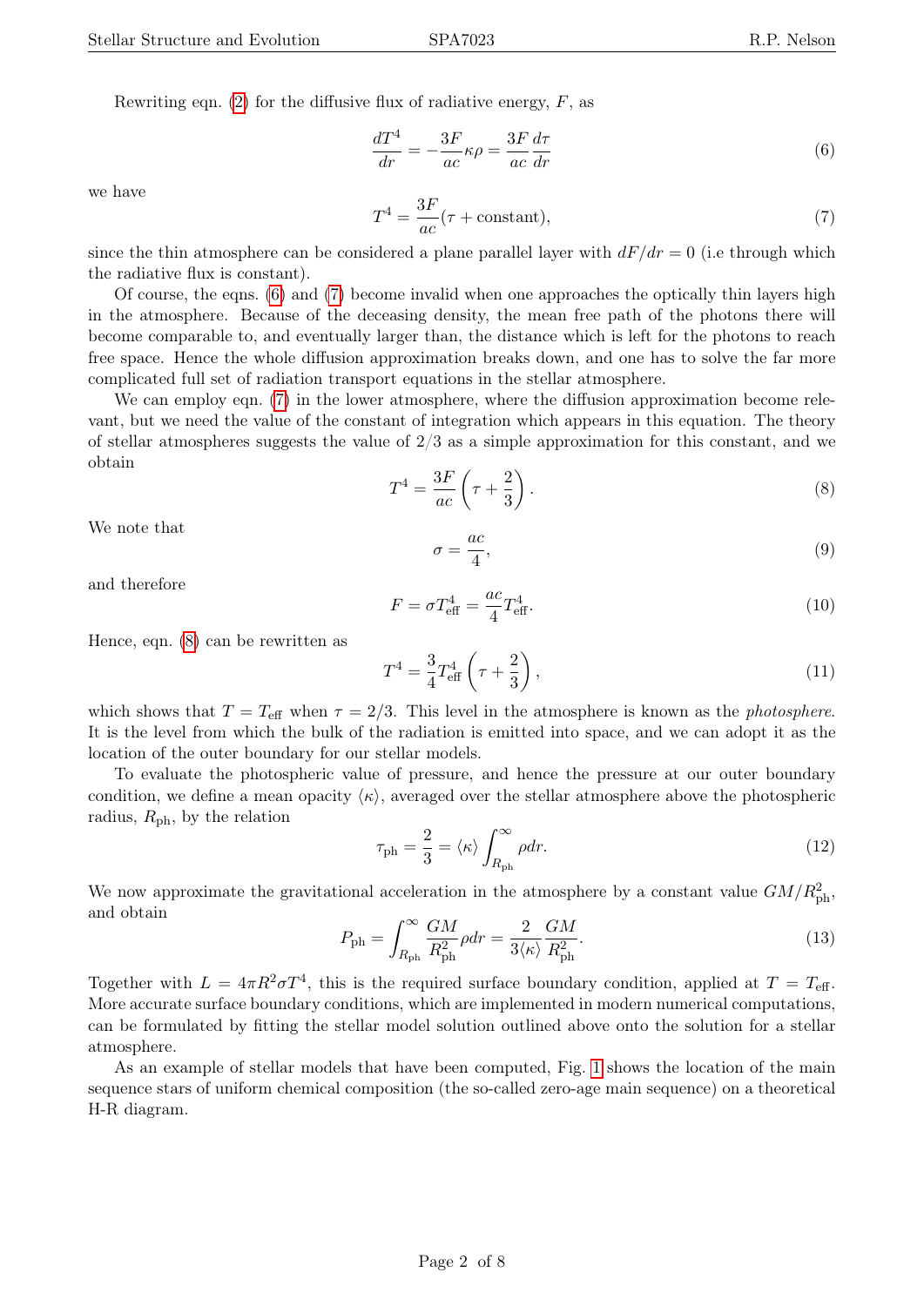Rewriting eqn. (2) for the diffusive flux of radiative energy, $F$, as

$$\frac{dT^4}{dr} = -\frac{3F}{ac}\kappa\rho = \frac{3F}{ac}\frac{d\tau}{dr} \tag{6}$$

we have

$$T^4 = \frac{3F}{ac}(\tau + \text{constant}), \tag{7}$$

since the thin atmosphere can be considered a plane parallel layer with $dF/dr = 0$ (i.e through which the radiative flux is constant).

Of course, the eqns. (6) and (7) become invalid when one approaches the optically thin layers high in the atmosphere. Because of the deceasing density, the mean free path of the photons there will become comparable to, and eventually larger than, the distance which is left for the photons to reach free space. Hence the whole diffusion approximation breaks down, and one has to solve the far more complicated full set of radiation transport equations in the stellar atmosphere.

We can employ eqn. (7) in the lower atmosphere, where the diffusion approximation become relevant, but we need the value of the constant of integration which appears in this equation. The theory of stellar atmospheres suggests the value of $2/3$ as a simple approximation for this constant, and we obtain

$$T^4 = \frac{3F}{ac}\left(\tau + \frac{2}{3}\right). \tag{8}$$

We note that

$$\sigma = \frac{ac}{4}, \tag{9}$$

and therefore

$$F = \sigma T_{\rm eff}^4 = \frac{ac}{4}T_{\rm eff}^4. \tag{10}$$

Hence, eqn. (8) can be rewritten as

$$T^4 = \frac{3}{4}T_{\rm eff}^4\left(\tau + \frac{2}{3}\right), \tag{11}$$

which shows that $T = T_{\rm eff}$ when $\tau = 2/3$. This level in the atmosphere is known as the *photosphere*. It is the level from which the bulk of the radiation is emitted into space, and we can adopt it as the location of the outer boundary for our stellar models.

To evaluate the photospheric value of pressure, and hence the pressure at our outer boundary condition, we define a mean opacity $\langle\kappa\rangle$, averaged over the stellar atmosphere above the photospheric radius, $R_{\rm ph}$, by the relation

$$\tau_{\rm ph} = \frac{2}{3} = \langle\kappa\rangle\int_{R_{\rm ph}}^{\infty}\rho dr. \tag{12}$$

We now approximate the gravitational acceleration in the atmosphere by a constant value $GM/R_{\rm ph}^2$, and obtain

$$P_{\rm ph} = \int_{R_{\rm ph}}^{\infty}\frac{GM}{R_{\rm ph}^2}\rho dr = \frac{2}{3\langle\kappa\rangle}\frac{GM}{R_{\rm ph}^2}. \tag{13}$$

Together with $L = 4\pi R^2\sigma T^4$, this is the required surface boundary condition, applied at $T = T_{\rm eff}$. More accurate surface boundary conditions, which are implemented in modern numerical computations, can be formulated by fitting the stellar model solution outlined above onto the solution for a stellar atmosphere.

As an example of stellar models that have been computed, Fig. 1 shows the location of the main sequence stars of uniform chemical composition (the so-called zero-age main sequence) on a theoretical H-R diagram.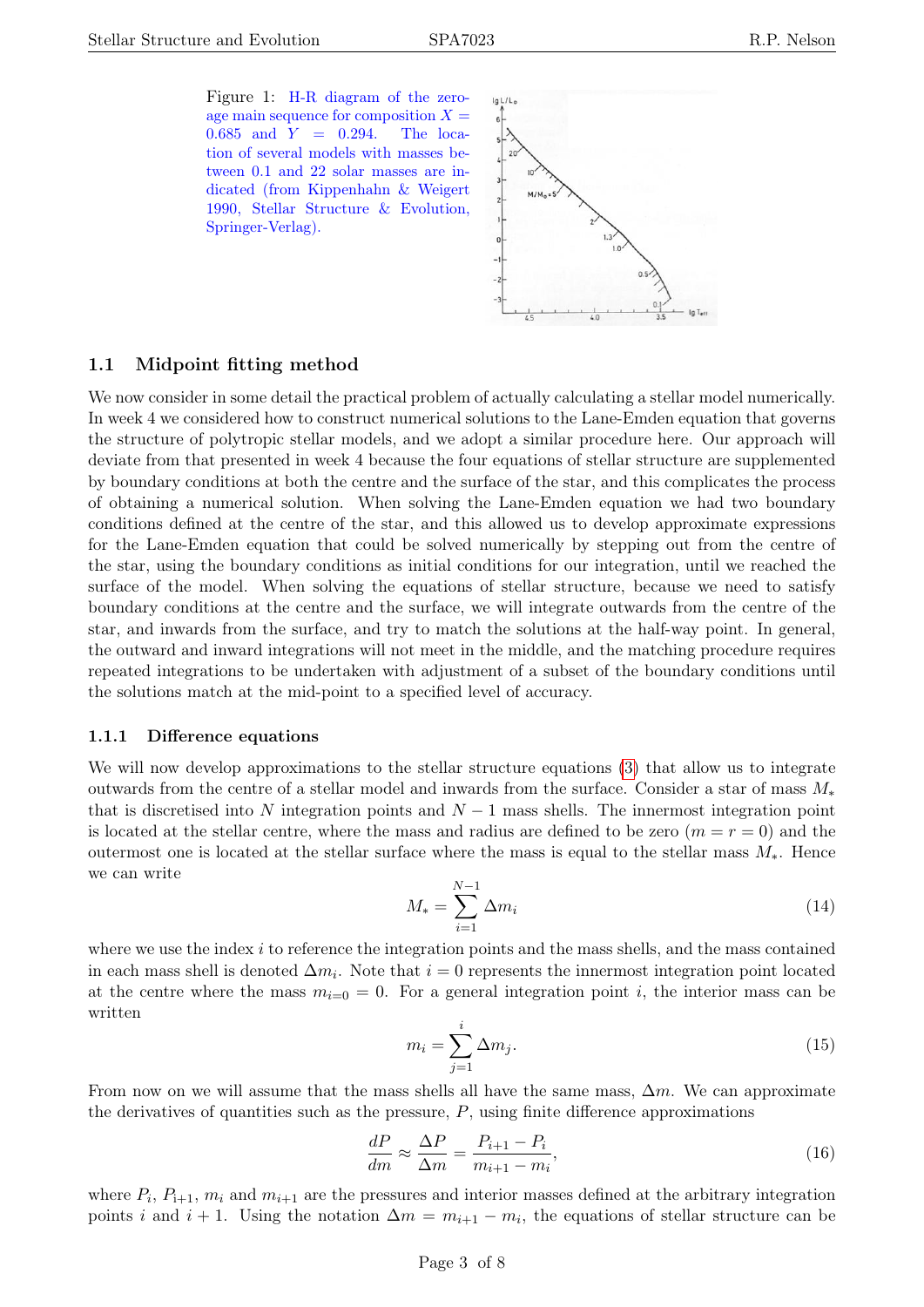Figure 1: H-R diagram of the zero-age main sequence for composition $X = 0.685$ and $Y = 0.294$. The location of several models with masses between 0.1 and 22 solar masses are indicated (from Kippenhahn & Weigert 1990, Stellar Structure & Evolution, Springer-Verlag).

## 1.1 Midpoint fitting method

We now consider in some detail the practical problem of actually calculating a stellar model numerically. In week 4 we considered how to construct numerical solutions to the Lane-Emden equation that governs the structure of polytropic stellar models, and we adopt a similar procedure here. Our approach will deviate from that presented in week 4 because the four equations of stellar structure are supplemented by boundary conditions at both the centre and the surface of the star, and this complicates the process of obtaining a numerical solution. When solving the Lane-Emden equation we had two boundary conditions defined at the centre of the star, and this allowed us to develop approximate expressions for the Lane-Emden equation that could be solved numerically by stepping out from the centre of the star, using the boundary conditions as initial conditions for our integration, until we reached the surface of the model. When solving the equations of stellar structure, because we need to satisfy boundary conditions at the centre and the surface, we will integrate outwards from the centre of the star, and inwards from the surface, and try to match the solutions at the half-way point. In general, the outward and inward integrations will not meet in the middle, and the matching procedure requires repeated integrations to be undertaken with adjustment of a subset of the boundary conditions until the solutions match at the mid-point to a specified level of accuracy.

### 1.1.1 Difference equations

We will now develop approximations to the stellar structure equations (3) that allow us to integrate outwards from the centre of a stellar model and inwards from the surface. Consider a star of mass $M_*$ that is discretised into $N$ integration points and $N-1$ mass shells. The innermost integration point is located at the stellar centre, where the mass and radius are defined to be zero ($m = r = 0$) and the outermost one is located at the stellar surface where the mass is equal to the stellar mass $M_*$. Hence we can write

$$M_* = \sum_{i=1}^{N-1} \Delta m_i \tag{14}$$

where we use the index $i$ to reference the integration points and the mass shells, and the mass contained in each mass shell is denoted $\Delta m_i$. Note that $i = 0$ represents the innermost integration point located at the centre where the mass $m_{i=0} = 0$. For a general integration point $i$, the interior mass can be written

$$m_i = \sum_{j=1}^{i} \Delta m_j. \tag{15}$$

From now on we will assume that the mass shells all have the same mass, $\Delta m$. We can approximate the derivatives of quantities such as the pressure, $P$, using finite difference approximations

$$\frac{dP}{dm} \approx \frac{\Delta P}{\Delta m} = \frac{P_{i+1} - P_i}{m_{i+1} - m_i}, \tag{16}$$

where $P_i$, $P_{i+1}$, $m_i$ and $m_{i+1}$ are the pressures and interior masses defined at the arbitrary integration points $i$ and $i+1$. Using the notation $\Delta m = m_{i+1} - m_i$, the equations of stellar structure can be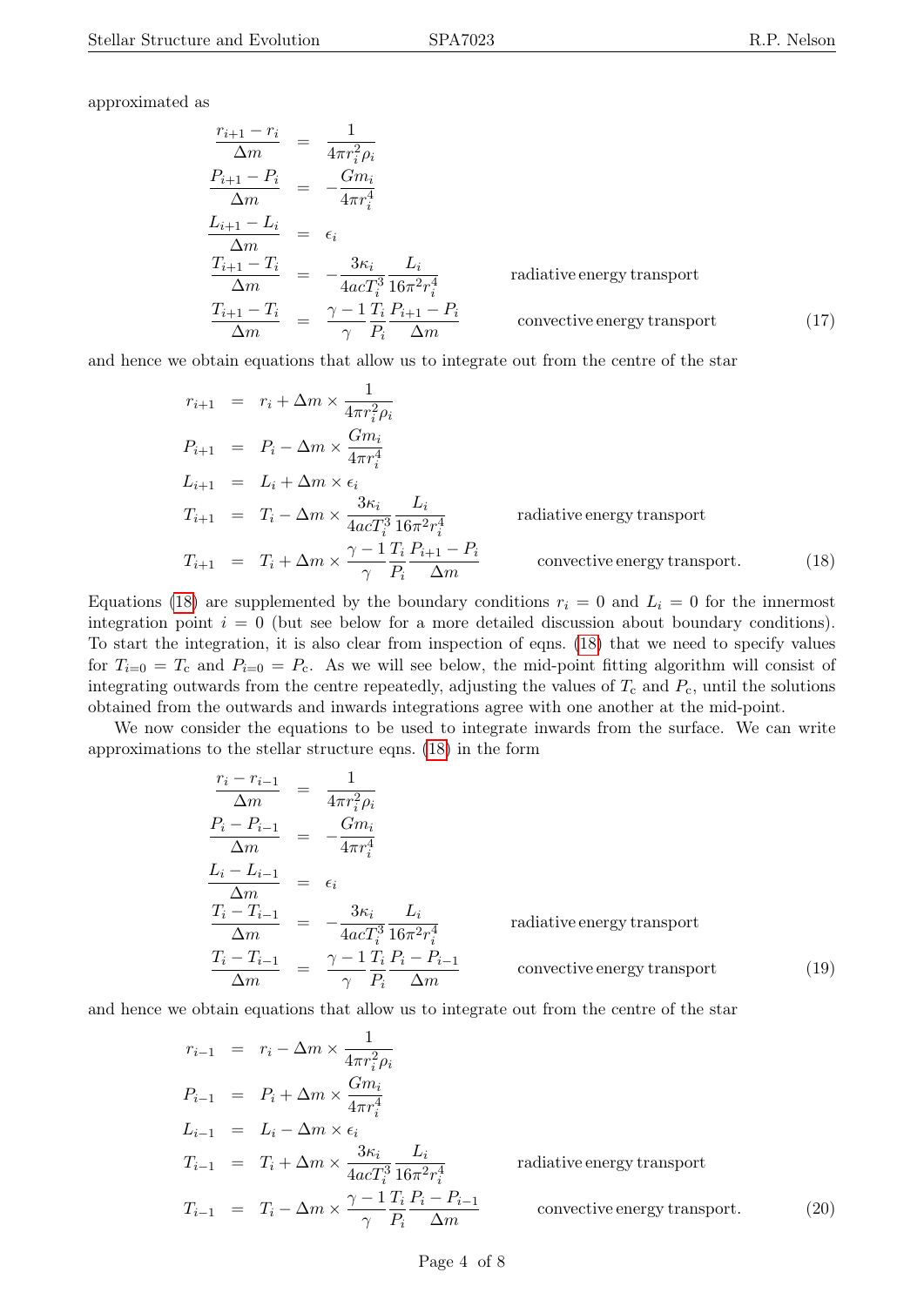approximated as

$$
\begin{aligned}
\frac{r_{i+1}-r_i}{\Delta m} &= \frac{1}{4\pi r_i^2 \rho_i} \\
\frac{P_{i+1}-P_i}{\Delta m} &= -\frac{G m_i}{4\pi r_i^4} \\
\frac{L_{i+1}-L_i}{\Delta m} &= \epsilon_i \\
\frac{T_{i+1}-T_i}{\Delta m} &= -\frac{3\kappa_i}{4acT_i^3}\frac{L_i}{16\pi^2 r_i^4} \qquad \text{radiative energy transport} \\
\frac{T_{i+1}-T_i}{\Delta m} &= \frac{\gamma-1}{\gamma}\frac{T_i}{P_i}\frac{P_{i+1}-P_i}{\Delta m} \qquad \text{convective energy transport}
\end{aligned}
\tag{17}
$$

and hence we obtain equations that allow us to integrate out from the centre of the star

$$
\begin{aligned}
r_{i+1} &= r_i + \Delta m \times \frac{1}{4\pi r_i^2 \rho_i} \\
P_{i+1} &= P_i - \Delta m \times \frac{G m_i}{4\pi r_i^4} \\
L_{i+1} &= L_i + \Delta m \times \epsilon_i \\
T_{i+1} &= T_i - \Delta m \times \frac{3\kappa_i}{4acT_i^3}\frac{L_i}{16\pi^2 r_i^4} \qquad \text{radiative energy transport} \\
T_{i+1} &= T_i + \Delta m \times \frac{\gamma-1}{\gamma}\frac{T_i}{P_i}\frac{P_{i+1}-P_i}{\Delta m} \qquad \text{convective energy transport.}
\end{aligned}
\tag{18}
$$

Equations (18) are supplemented by the boundary conditions $r_i = 0$ and $L_i = 0$ for the innermost integration point $i = 0$ (but see below for a more detailed discussion about boundary conditions). To start the integration, it is also clear from inspection of eqns. (18) that we need to specify values for $T_{i=0} = T_c$ and $P_{i=0} = P_c$. As we will see below, the mid-point fitting algorithm will consist of integrating outwards from the centre repeatedly, adjusting the values of $T_c$ and $P_c$, until the solutions obtained from the outwards and inwards integrations agree with one another at the mid-point.

We now consider the equations to be used to integrate inwards from the surface. We can write approximations to the stellar structure eqns. (18) in the form

$$
\begin{aligned}
\frac{r_i-r_{i-1}}{\Delta m} &= \frac{1}{4\pi r_i^2 \rho_i} \\
\frac{P_i-P_{i-1}}{\Delta m} &= -\frac{G m_i}{4\pi r_i^4} \\
\frac{L_i-L_{i-1}}{\Delta m} &= \epsilon_i \\
\frac{T_i-T_{i-1}}{\Delta m} &= -\frac{3\kappa_i}{4acT_i^3}\frac{L_i}{16\pi^2 r_i^4} \qquad \text{radiative energy transport} \\
\frac{T_i-T_{i-1}}{\Delta m} &= \frac{\gamma-1}{\gamma}\frac{T_i}{P_i}\frac{P_i-P_{i-1}}{\Delta m} \qquad \text{convective energy transport}
\end{aligned}
\tag{19}
$$

and hence we obtain equations that allow us to integrate out from the centre of the star

$$
\begin{aligned}
r_{i-1} &= r_i - \Delta m \times \frac{1}{4\pi r_i^2 \rho_i} \\
P_{i-1} &= P_i + \Delta m \times \frac{G m_i}{4\pi r_i^4} \\
L_{i-1} &= L_i - \Delta m \times \epsilon_i \\
T_{i-1} &= T_i + \Delta m \times \frac{3\kappa_i}{4acT_i^3}\frac{L_i}{16\pi^2 r_i^4} \qquad \text{radiative energy transport} \\
T_{i-1} &= T_i - \Delta m \times \frac{\gamma-1}{\gamma}\frac{T_i}{P_i}\frac{P_i-P_{i-1}}{\Delta m} \qquad \text{convective energy transport.}
\end{aligned}
\tag{20}
$$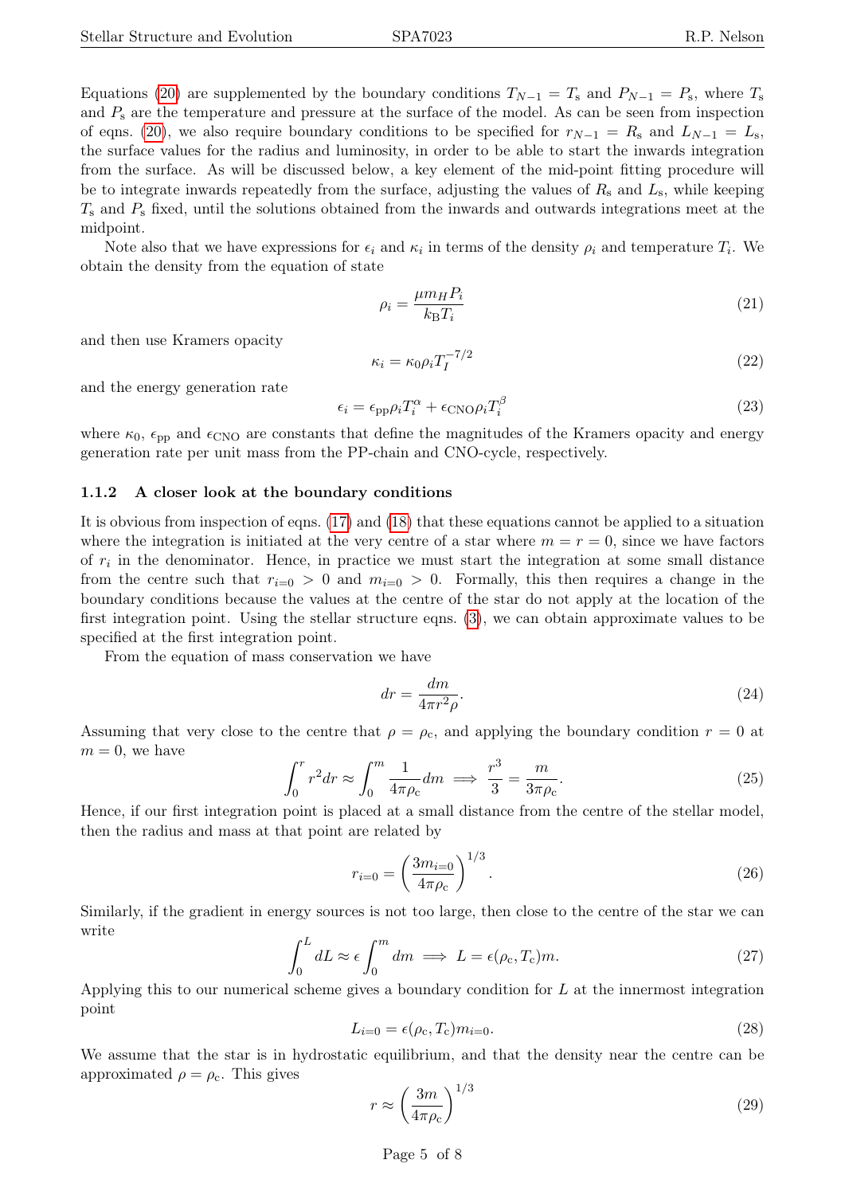Equations (20) are supplemented by the boundary conditions $T_{N-1} = T_{\rm s}$ and $P_{N-1} = P_{\rm s}$, where $T_{\rm s}$ and $P_{\rm s}$ are the temperature and pressure at the surface of the model. As can be seen from inspection of eqns. (20), we also require boundary conditions to be specified for $r_{N-1} = R_{\rm s}$ and $L_{N-1} = L_{\rm s}$, the surface values for the radius and luminosity, in order to be able to start the inwards integration from the surface. As will be discussed below, a key element of the mid-point fitting procedure will be to integrate inwards repeatedly from the surface, adjusting the values of $R_{\rm s}$ and $L_{\rm s}$, while keeping $T_{\rm s}$ and $P_{\rm s}$ fixed, until the solutions obtained from the inwards and outwards integrations meet at the midpoint.

Note also that we have expressions for $\epsilon_i$ and $\kappa_i$ in terms of the density $\rho_i$ and temperature $T_i$. We obtain the density from the equation of state

$$\rho_i = \frac{\mu m_H P_i}{k_{\rm B} T_i} \tag{21}$$

and then use Kramers opacity

$$\kappa_i = \kappa_0 \rho_i T_I^{-7/2} \tag{22}$$

and the energy generation rate

$$\epsilon_i = \epsilon_{\rm pp} \rho_i T_i^{\alpha} + \epsilon_{\rm CNO} \rho_i T_i^{\beta} \tag{23}$$

where $\kappa_0$, $\epsilon_{\rm pp}$ and $\epsilon_{\rm CNO}$ are constants that define the magnitudes of the Kramers opacity and energy generation rate per unit mass from the PP-chain and CNO-cycle, respectively.

### 1.1.2 A closer look at the boundary conditions

It is obvious from inspection of eqns. (17) and (18) that these equations cannot be applied to a situation where the integration is initiated at the very centre of a star where $m = r = 0$, since we have factors of $r_i$ in the denominator. Hence, in practice we must start the integration at some small distance from the centre such that $r_{i=0} > 0$ and $m_{i=0} > 0$. Formally, this then requires a change in the boundary conditions because the values at the centre of the star do not apply at the location of the first integration point. Using the stellar structure eqns. (3), we can obtain approximate values to be specified at the first integration point.

From the equation of mass conservation we have

$$dr = \frac{dm}{4\pi r^2 \rho}. \tag{24}$$

Assuming that very close to the centre that $\rho = \rho_{\rm c}$, and applying the boundary condition $r = 0$ at $m = 0$, we have

$$\int_0^r r^2 dr \approx \int_0^m \frac{1}{4\pi\rho_{\rm c}} dm \implies \frac{r^3}{3} = \frac{m}{3\pi\rho_{\rm c}}. \tag{25}$$

Hence, if our first integration point is placed at a small distance from the centre of the stellar model, then the radius and mass at that point are related by

$$r_{i=0} = \left(\frac{3 m_{i=0}}{4\pi\rho_{\rm c}}\right)^{1/3}. \tag{26}$$

Similarly, if the gradient in energy sources is not too large, then close to the centre of the star we can write

$$\int_0^L dL \approx \epsilon \int_0^m dm \implies L = \epsilon(\rho_{\rm c}, T_{\rm c}) m. \tag{27}$$

Applying this to our numerical scheme gives a boundary condition for $L$ at the innermost integration point

$$L_{i=0} = \epsilon(\rho_{\rm c}, T_{\rm c}) m_{i=0}. \tag{28}$$

We assume that the star is in hydrostatic equilibrium, and that the density near the centre can be approximated $\rho = \rho_{\rm c}$. This gives

$$r \approx \left(\frac{3m}{4\pi\rho_{\rm c}}\right)^{1/3} \tag{29}$$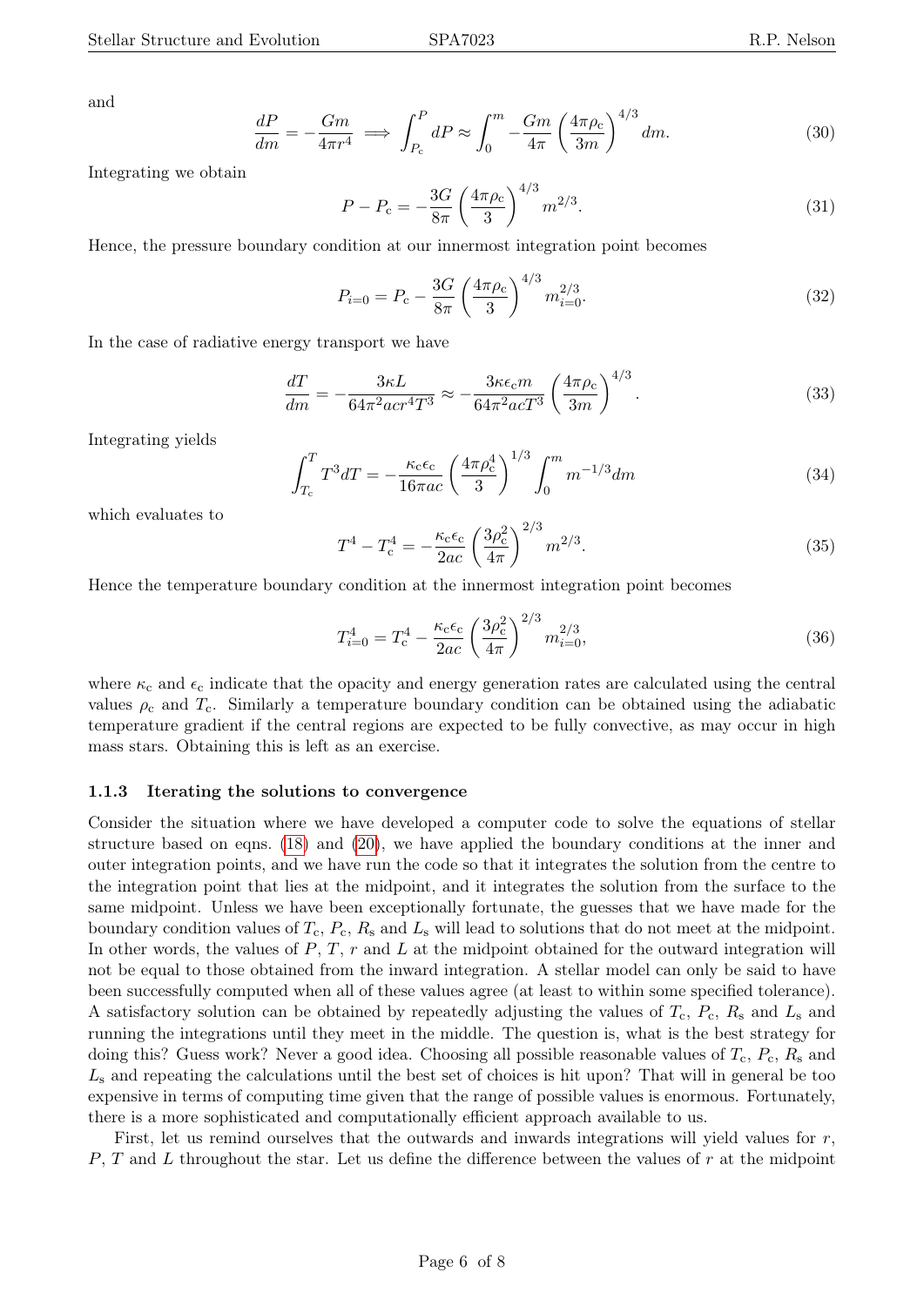and

$$\frac{dP}{dm} = -\frac{Gm}{4\pi r^4} \implies \int_{P_c}^{P} dP \approx \int_0^m -\frac{Gm}{4\pi}\left(\frac{4\pi\rho_c}{3m}\right)^{4/3} dm. \tag{30}$$

Integrating we obtain

$$P - P_c = -\frac{3G}{8\pi}\left(\frac{4\pi\rho_c}{3}\right)^{4/3} m^{2/3}. \tag{31}$$

Hence, the pressure boundary condition at our innermost integration point becomes

$$P_{i=0} = P_c - \frac{3G}{8\pi}\left(\frac{4\pi\rho_c}{3}\right)^{4/3} m_{i=0}^{2/3}. \tag{32}$$

In the case of radiative energy transport we have

$$\frac{dT}{dm} = -\frac{3\kappa L}{64\pi^2 acr^4T^3} \approx -\frac{3\kappa\epsilon_c m}{64\pi^2 acT^3}\left(\frac{4\pi\rho_c}{3m}\right)^{4/3}. \tag{33}$$

Integrating yields

$$\int_{T_c}^{T} T^3 dT = -\frac{\kappa_c\epsilon_c}{16\pi ac}\left(\frac{4\pi\rho_c^4}{3}\right)^{1/3}\int_0^m m^{-1/3}dm \tag{34}$$

which evaluates to

$$T^4 - T_c^4 = -\frac{\kappa_c\epsilon_c}{2ac}\left(\frac{3\rho_c^2}{4\pi}\right)^{2/3} m^{2/3}. \tag{35}$$

Hence the temperature boundary condition at the innermost integration point becomes

$$T_{i=0}^4 = T_c^4 - \frac{\kappa_c\epsilon_c}{2ac}\left(\frac{3\rho_c^2}{4\pi}\right)^{2/3} m_{i=0}^{2/3}, \tag{36}$$

where $\kappa_c$ and $\epsilon_c$ indicate that the opacity and energy generation rates are calculated using the central values $\rho_c$ and $T_c$. Similarly a temperature boundary condition can be obtained using the adiabatic temperature gradient if the central regions are expected to be fully convective, as may occur in high mass stars. Obtaining this is left as an exercise.

### 1.1.3 Iterating the solutions to convergence

Consider the situation where we have developed a computer code to solve the equations of stellar structure based on eqns. (18) and (20), we have applied the boundary conditions at the inner and outer integration points, and we have run the code so that it integrates the solution from the centre to the integration point that lies at the midpoint, and it integrates the solution from the surface to the same midpoint. Unless we have been exceptionally fortunate, the guesses that we have made for the boundary condition values of $T_c$, $P_c$, $R_s$ and $L_s$ will lead to solutions that do not meet at the midpoint. In other words, the values of $P$, $T$, $r$ and $L$ at the midpoint obtained for the outward integration will not be equal to those obtained from the inward integration. A stellar model can only be said to have been successfully computed when all of these values agree (at least to within some specified tolerance). A satisfactory solution can be obtained by repeatedly adjusting the values of $T_c$, $P_c$, $R_s$ and $L_s$ and running the integrations until they meet in the middle. The question is, what is the best strategy for doing this? Guess work? Never a good idea. Choosing all possible reasonable values of $T_c$, $P_c$, $R_s$ and $L_s$ and repeating the calculations until the best set of choices is hit upon? That will in general be too expensive in terms of computing time given that the range of possible values is enormous. Fortunately, there is a more sophisticated and computationally efficient approach available to us.

First, let us remind ourselves that the outwards and inwards integrations will yield values for $r$, $P$, $T$ and $L$ throughout the star. Let us define the difference between the values of $r$ at the midpoint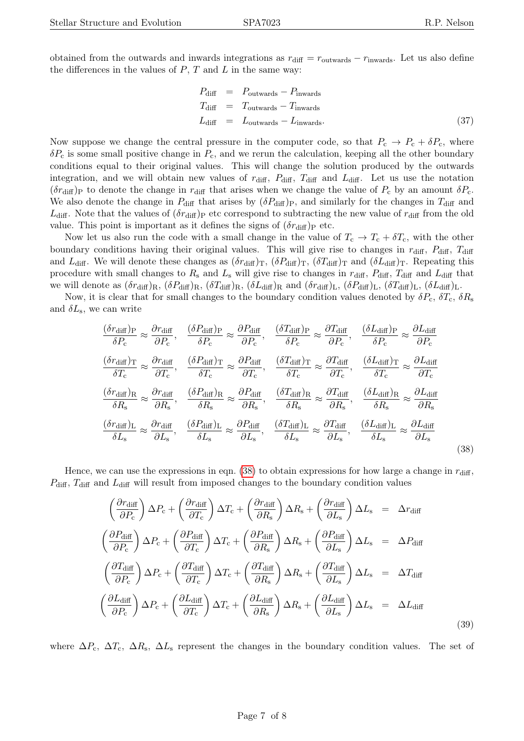obtained from the outwards and inwards integrations as $r_{\rm diff} = r_{\rm outwards} - r_{\rm inwards}$. Let us also define the differences in the values of $P$, $T$ and $L$ in the same way:

$$
\begin{aligned}
P_{\rm diff} &= P_{\rm outwards} - P_{\rm inwards} \\
T_{\rm diff} &= T_{\rm outwards} - T_{\rm inwards} \\
L_{\rm diff} &= L_{\rm outwards} - L_{\rm inwards}.
\end{aligned} \tag{37}
$$

Now suppose we change the central pressure in the computer code, so that $P_{\rm c} \to P_{\rm c} + \delta P_{\rm c}$, where $\delta P_{\rm c}$ is some small positive change in $P_{\rm c}$, and we rerun the calculation, keeping all the other boundary conditions equal to their original values. This will change the solution produced by the outwards integration, and we will obtain new values of $r_{\rm diff}$, $P_{\rm diff}$, $T_{\rm diff}$ and $L_{\rm diff}$. Let us use the notation $(\delta r_{\rm diff})_{\rm P}$ to denote the change in $r_{\rm diff}$ that arises when we change the value of $P_{\rm c}$ by an amount $\delta P_{\rm c}$. We also denote the change in $P_{\rm diff}$ that arises by $(\delta P_{\rm diff})_{\rm P}$, and similarly for the changes in $T_{\rm diff}$ and $L_{\rm diff}$. Note that the values of $(\delta r_{\rm diff})_{\rm P}$ etc correspond to subtracting the new value of $r_{\rm diff}$ from the old value. This point is important as it defines the signs of $(\delta r_{\rm diff})_{\rm P}$ etc.

Now let us also run the code with a small change in the value of $T_{\rm c} \to T_{\rm c} + \delta T_{\rm c}$, with the other boundary conditions having their original values. This will give rise to changes in $r_{\rm diff}$, $P_{\rm diff}$, $T_{\rm diff}$ and $L_{\rm diff}$. We will denote these changes as $(\delta r_{\rm diff})_{\rm T}$, $(\delta P_{\rm diff})_{\rm T}$, $(\delta T_{\rm diff})_{\rm T}$ and $(\delta L_{\rm diff})_{\rm T}$. Repeating this procedure with small changes to $R_{\rm s}$ and $L_{\rm s}$ will give rise to changes in $r_{\rm diff}$, $P_{\rm diff}$, $T_{\rm diff}$ and $L_{\rm diff}$ that we will denote as $(\delta r_{\rm diff})_{\rm R}$, $(\delta P_{\rm diff})_{\rm R}$, $(\delta T_{\rm diff})_{\rm R}$, $(\delta L_{\rm diff})_{\rm R}$ and $(\delta r_{\rm diff})_{\rm L}$, $(\delta P_{\rm diff})_{\rm L}$, $(\delta T_{\rm diff})_{\rm L}$, $(\delta L_{\rm diff})_{\rm L}$.

Now, it is clear that for small changes to the boundary condition values denoted by $\delta P_{\rm c}$, $\delta T_{\rm c}$, $\delta R_{\rm s}$ and $\delta L_{\rm s}$, we can write

$$
\begin{aligned}
&\frac{(\delta r_{\rm diff})_{\rm P}}{\delta P_{\rm c}} \approx \frac{\partial r_{\rm diff}}{\partial P_{\rm c}}, \quad \frac{(\delta P_{\rm diff})_{\rm P}}{\delta P_{\rm c}} \approx \frac{\partial P_{\rm diff}}{\partial P_{\rm c}}, \quad \frac{(\delta T_{\rm diff})_{\rm P}}{\delta P_{\rm c}} \approx \frac{\partial T_{\rm diff}}{\partial P_{\rm c}}, \quad \frac{(\delta L_{\rm diff})_{\rm P}}{\delta P_{\rm c}} \approx \frac{\partial L_{\rm diff}}{\partial P_{\rm c}} \\
&\frac{(\delta r_{\rm diff})_{\rm T}}{\delta T_{\rm c}} \approx \frac{\partial r_{\rm diff}}{\partial T_{\rm c}}, \quad \frac{(\delta P_{\rm diff})_{\rm T}}{\delta T_{\rm c}} \approx \frac{\partial P_{\rm diff}}{\partial T_{\rm c}}, \quad \frac{(\delta T_{\rm diff})_{\rm T}}{\delta T_{\rm c}} \approx \frac{\partial T_{\rm diff}}{\partial T_{\rm c}}, \quad \frac{(\delta L_{\rm diff})_{\rm T}}{\delta T_{\rm c}} \approx \frac{\partial L_{\rm diff}}{\partial T_{\rm c}} \\
&\frac{(\delta r_{\rm diff})_{\rm R}}{\delta R_{\rm s}} \approx \frac{\partial r_{\rm diff}}{\partial R_{\rm s}}, \quad \frac{(\delta P_{\rm diff})_{\rm R}}{\delta R_{\rm s}} \approx \frac{\partial P_{\rm diff}}{\partial R_{\rm s}}, \quad \frac{(\delta T_{\rm diff})_{\rm R}}{\delta R_{\rm s}} \approx \frac{\partial T_{\rm diff}}{\partial R_{\rm s}}, \quad \frac{(\delta L_{\rm diff})_{\rm R}}{\delta R_{\rm s}} \approx \frac{\partial L_{\rm diff}}{\partial R_{\rm s}} \\
&\frac{(\delta r_{\rm diff})_{\rm L}}{\delta L_{\rm s}} \approx \frac{\partial r_{\rm diff}}{\partial L_{\rm s}}, \quad \frac{(\delta P_{\rm diff})_{\rm L}}{\delta L_{\rm s}} \approx \frac{\partial P_{\rm diff}}{\partial L_{\rm s}}, \quad \frac{(\delta T_{\rm diff})_{\rm L}}{\delta L_{\rm s}} \approx \frac{\partial T_{\rm diff}}{\partial L_{\rm s}}, \quad \frac{(\delta L_{\rm diff})_{\rm L}}{\delta L_{\rm s}} \approx \frac{\partial L_{\rm diff}}{\partial L_{\rm s}}
\end{aligned} \tag{38}
$$

Hence, we can use the expressions in eqn. (38) to obtain expressions for how large a change in $r_{\rm diff}$, $P_{\rm diff}$, $T_{\rm diff}$ and $L_{\rm diff}$ will result from imposed changes to the boundary condition values

$$
\begin{aligned}
\left(\frac{\partial r_{\rm diff}}{\partial P_{\rm c}}\right)\Delta P_{\rm c} + \left(\frac{\partial r_{\rm diff}}{\partial T_{\rm c}}\right)\Delta T_{\rm c} + \left(\frac{\partial r_{\rm diff}}{\partial R_{\rm s}}\right)\Delta R_{\rm s} + \left(\frac{\partial r_{\rm diff}}{\partial L_{\rm s}}\right)\Delta L_{\rm s} &= \Delta r_{\rm diff} \\
\left(\frac{\partial P_{\rm diff}}{\partial P_{\rm c}}\right)\Delta P_{\rm c} + \left(\frac{\partial P_{\rm diff}}{\partial T_{\rm c}}\right)\Delta T_{\rm c} + \left(\frac{\partial P_{\rm diff}}{\partial R_{\rm s}}\right)\Delta R_{\rm s} + \left(\frac{\partial P_{\rm diff}}{\partial L_{\rm s}}\right)\Delta L_{\rm s} &= \Delta P_{\rm diff} \\
\left(\frac{\partial T_{\rm diff}}{\partial P_{\rm c}}\right)\Delta P_{\rm c} + \left(\frac{\partial T_{\rm diff}}{\partial T_{\rm c}}\right)\Delta T_{\rm c} + \left(\frac{\partial T_{\rm diff}}{\partial R_{\rm s}}\right)\Delta R_{\rm s} + \left(\frac{\partial T_{\rm diff}}{\partial L_{\rm s}}\right)\Delta L_{\rm s} &= \Delta T_{\rm diff} \\
\left(\frac{\partial L_{\rm diff}}{\partial P_{\rm c}}\right)\Delta P_{\rm c} + \left(\frac{\partial L_{\rm diff}}{\partial T_{\rm c}}\right)\Delta T_{\rm c} + \left(\frac{\partial L_{\rm diff}}{\partial R_{\rm s}}\right)\Delta R_{\rm s} + \left(\frac{\partial L_{\rm diff}}{\partial L_{\rm s}}\right)\Delta L_{\rm s} &= \Delta L_{\rm diff}
\end{aligned} \tag{39}
$$

where $\Delta P_{\rm c}$, $\Delta T_{\rm c}$, $\Delta R_{\rm s}$, $\Delta L_{\rm s}$ represent the changes in the boundary condition values. The set of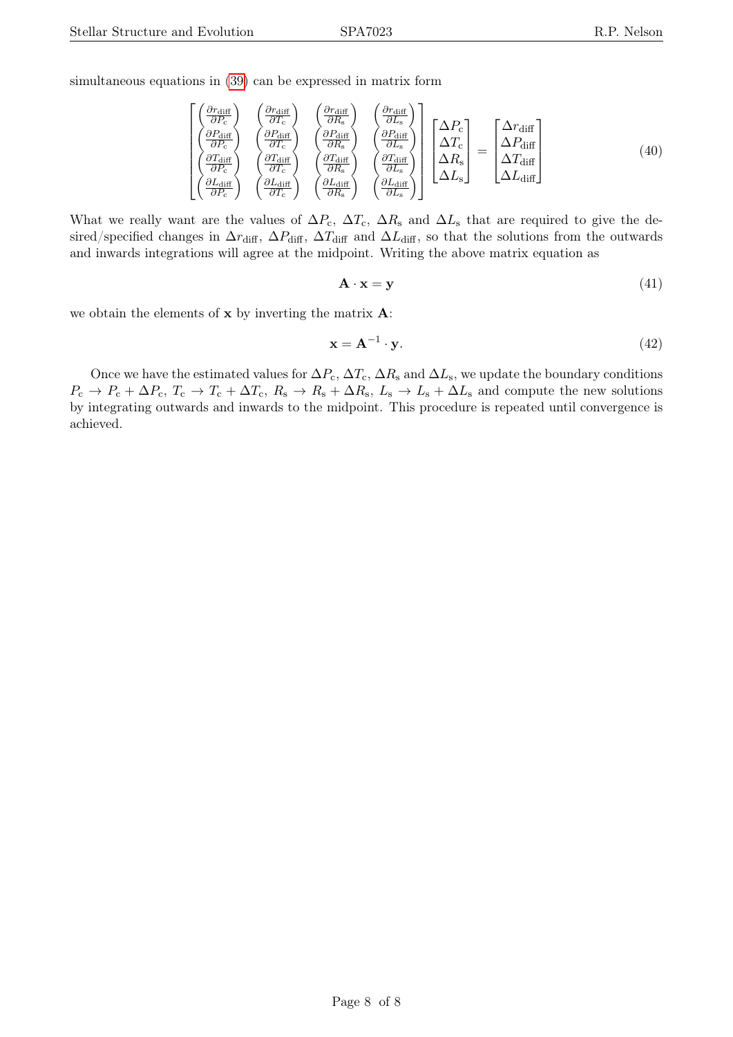simultaneous equations in (39) can be expressed in matrix form

$$
\begin{bmatrix}
\left(\frac{\partial r_{\rm diff}}{\partial P_{\rm c}}\right) & \left(\frac{\partial r_{\rm diff}}{\partial T_{\rm c}}\right) & \left(\frac{\partial r_{\rm diff}}{\partial R_{\rm s}}\right) & \left(\frac{\partial r_{\rm diff}}{\partial L_{\rm s}}\right) \\
\left(\frac{\partial P_{\rm diff}}{\partial P_{\rm c}}\right) & \left(\frac{\partial P_{\rm diff}}{\partial T_{\rm c}}\right) & \left(\frac{\partial P_{\rm diff}}{\partial R_{\rm s}}\right) & \left(\frac{\partial P_{\rm diff}}{\partial L_{\rm s}}\right) \\
\left(\frac{\partial T_{\rm diff}}{\partial P_{\rm c}}\right) & \left(\frac{\partial T_{\rm diff}}{\partial T_{\rm c}}\right) & \left(\frac{\partial T_{\rm diff}}{\partial R_{\rm s}}\right) & \left(\frac{\partial T_{\rm diff}}{\partial L_{\rm s}}\right) \\
\left(\frac{\partial L_{\rm diff}}{\partial P_{\rm c}}\right) & \left(\frac{\partial L_{\rm diff}}{\partial T_{\rm c}}\right) & \left(\frac{\partial L_{\rm diff}}{\partial R_{\rm s}}\right) & \left(\frac{\partial L_{\rm diff}}{\partial L_{\rm s}}\right)
\end{bmatrix}
\begin{bmatrix}
\Delta P_{\rm c} \\ \Delta T_{\rm c} \\ \Delta R_{\rm s} \\ \Delta L_{\rm s}
\end{bmatrix}
=
\begin{bmatrix}
\Delta r_{\rm diff} \\ \Delta P_{\rm diff} \\ \Delta T_{\rm diff} \\ \Delta L_{\rm diff}
\end{bmatrix}
\tag{40}
$$

What we really want are the values of $\Delta P_{\rm c}$, $\Delta T_{\rm c}$, $\Delta R_{\rm s}$ and $\Delta L_{\rm s}$ that are required to give the desired/specified changes in $\Delta r_{\rm diff}$, $\Delta P_{\rm diff}$, $\Delta T_{\rm diff}$ and $\Delta L_{\rm diff}$, so that the solutions from the outwards and inwards integrations will agree at the midpoint. Writing the above matrix equation as

$$
\mathbf{A} \cdot \mathbf{x} = \mathbf{y} \tag{41}
$$

we obtain the elements of $\mathbf{x}$ by inverting the matrix $\mathbf{A}$:

$$
\mathbf{x} = \mathbf{A}^{-1} \cdot \mathbf{y}. \tag{42}
$$

Once we have the estimated values for $\Delta P_{\rm c}$, $\Delta T_{\rm c}$, $\Delta R_{\rm s}$ and $\Delta L_{\rm s}$, we update the boundary conditions $P_{\rm c} \to P_{\rm c} + \Delta P_{\rm c}$, $T_{\rm c} \to T_{\rm c} + \Delta T_{\rm c}$, $R_{\rm s} \to R_{\rm s} + \Delta R_{\rm s}$, $L_{\rm s} \to L_{\rm s} + \Delta L_{\rm s}$ and compute the new solutions by integrating outwards and inwards to the midpoint. This procedure is repeated until convergence is achieved.